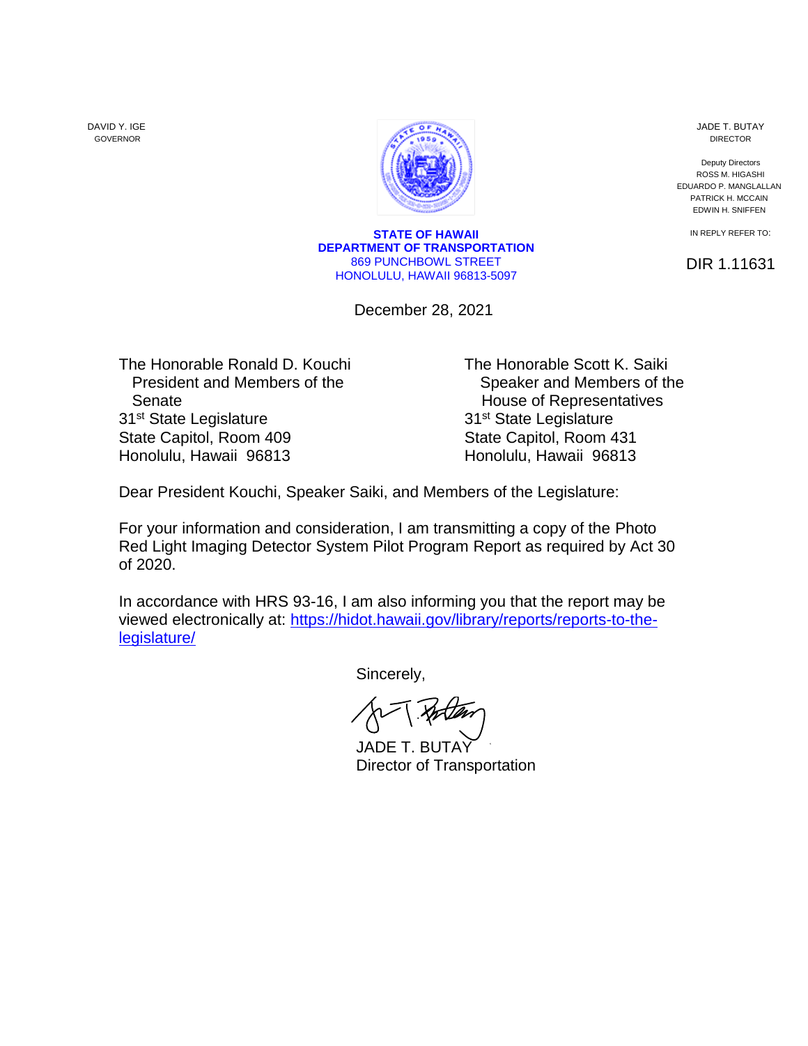DAVID Y. IGE
GOVERNOR

**STATE OF HAWAII**
**DEPARTMENT OF TRANSPORTATION**
869 PUNCHBOWL STREET
HONOLULU, HAWAII 96813-5097

JADE T. BUTAY
DIRECTOR

Deputy Directors
ROSS M. HIGASHI
EDUARDO P. MANGLALLAN
PATRICK H. MCCAIN
EDWIN H. SNIFFEN

IN REPLY REFER TO:

DIR 1.11631

December 28, 2021

The Honorable Ronald D. Kouchi
President and Members of the Senate
31st State Legislature
State Capitol, Room 409
Honolulu, Hawaii 96813

The Honorable Scott K. Saiki
Speaker and Members of the House of Representatives
31st State Legislature
State Capitol, Room 431
Honolulu, Hawaii 96813

Dear President Kouchi, Speaker Saiki, and Members of the Legislature:

For your information and consideration, I am transmitting a copy of the Photo Red Light Imaging Detector System Pilot Program Report as required by Act 30 of 2020.

In accordance with HRS 93-16, I am also informing you that the report may be viewed electronically at: https://hidot.hawaii.gov/library/reports/reports-to-the-legislature/

Sincerely,

JADE T. BUTAY
Director of Transportation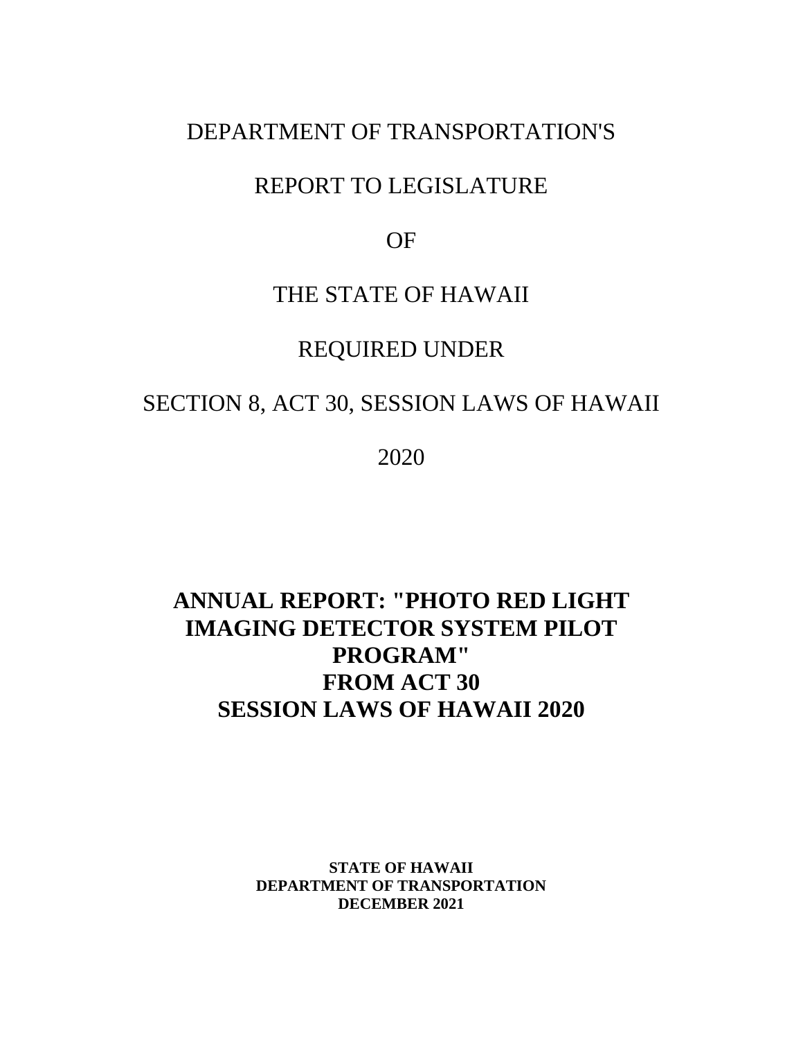DEPARTMENT OF TRANSPORTATION'S

REPORT TO LEGISLATURE

OF

THE STATE OF HAWAII

REQUIRED UNDER

SECTION 8, ACT 30, SESSION LAWS OF HAWAII

2020

# ANNUAL REPORT: "PHOTO RED LIGHT IMAGING DETECTOR SYSTEM PILOT PROGRAM" FROM ACT 30 SESSION LAWS OF HAWAII 2020

**STATE OF HAWAII**
**DEPARTMENT OF TRANSPORTATION**
**DECEMBER 2021**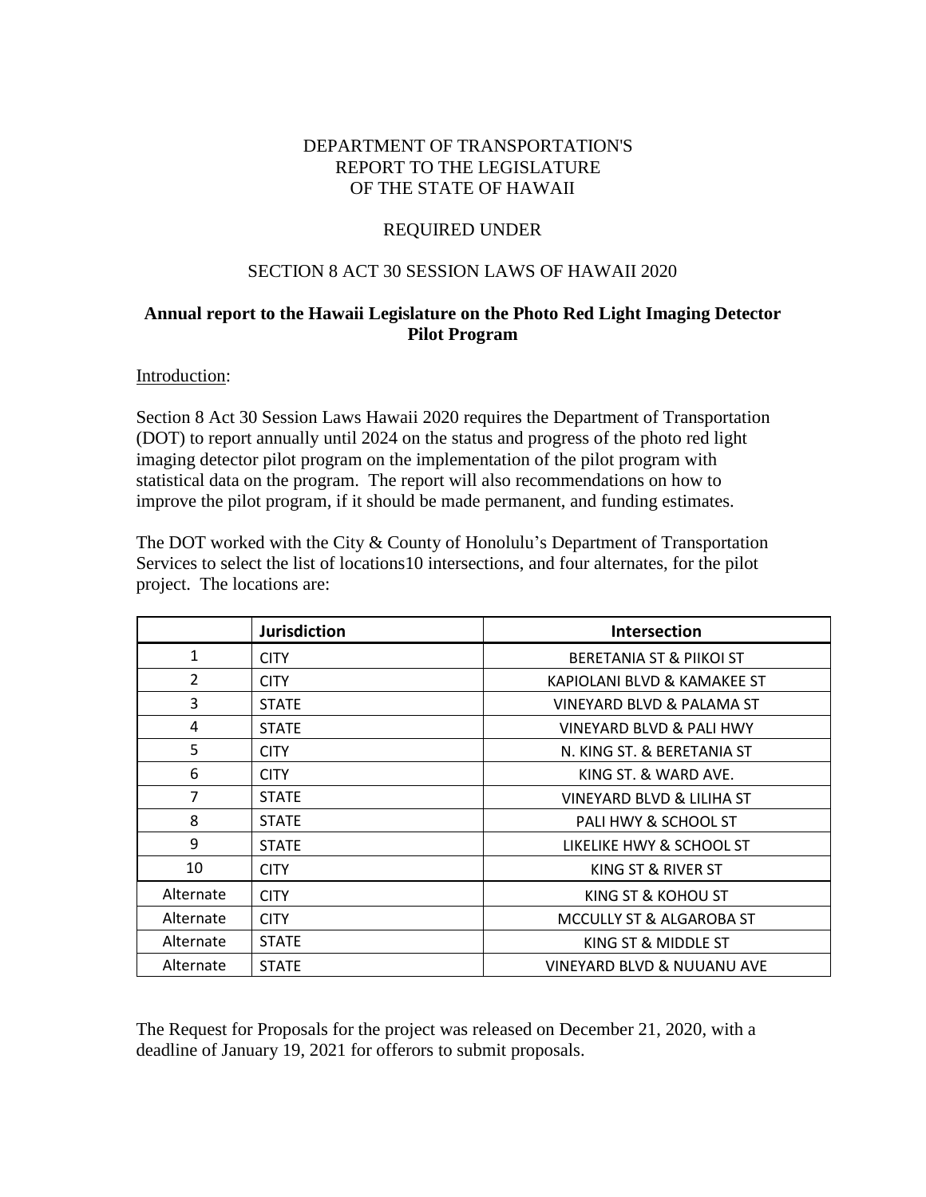DEPARTMENT OF TRANSPORTATION'S
REPORT TO THE LEGISLATURE
OF THE STATE OF HAWAII

REQUIRED UNDER

SECTION 8 ACT 30 SESSION LAWS OF HAWAII 2020

**Annual report to the Hawaii Legislature on the Photo Red Light Imaging Detector Pilot Program**

Introduction:

Section 8 Act 30 Session Laws Hawaii 2020 requires the Department of Transportation (DOT) to report annually until 2024 on the status and progress of the photo red light imaging detector pilot program on the implementation of the pilot program with statistical data on the program. The report will also recommendations on how to improve the pilot program, if it should be made permanent, and funding estimates.

The DOT worked with the City & County of Honolulu's Department of Transportation Services to select the list of locations10 intersections, and four alternates, for the pilot project. The locations are:

| | Jurisdiction | Intersection |
|---|---|---|
| 1 | CITY | BERETANIA ST & PIIKOI ST |
| 2 | CITY | KAPIOLANI BLVD & KAMAKEE ST |
| 3 | STATE | VINEYARD BLVD & PALAMA ST |
| 4 | STATE | VINEYARD BLVD & PALI HWY |
| 5 | CITY | N. KING ST. & BERETANIA ST |
| 6 | CITY | KING ST. & WARD AVE. |
| 7 | STATE | VINEYARD BLVD & LILIHA ST |
| 8 | STATE | PALI HWY & SCHOOL ST |
| 9 | STATE | LIKELIKE HWY & SCHOOL ST |
| 10 | CITY | KING ST & RIVER ST |
| Alternate | CITY | KING ST & KOHOU ST |
| Alternate | CITY | MCCULLY ST & ALGAROBA ST |
| Alternate | STATE | KING ST & MIDDLE ST |
| Alternate | STATE | VINEYARD BLVD & NUUANU AVE |

The Request for Proposals for the project was released on December 21, 2020, with a deadline of January 19, 2021 for offerors to submit proposals.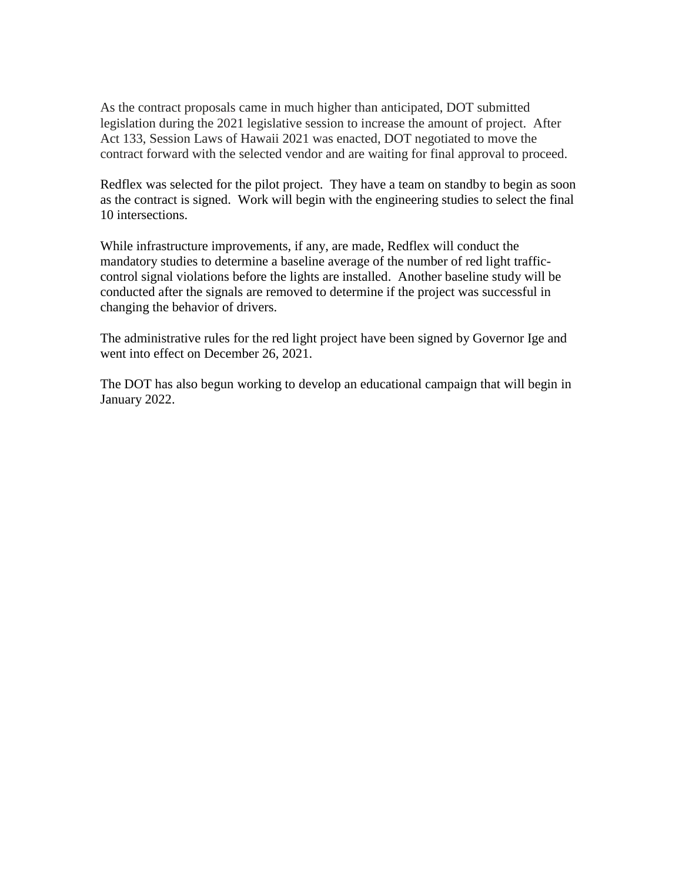As the contract proposals came in much higher than anticipated, DOT submitted legislation during the 2021 legislative session to increase the amount of project. After Act 133, Session Laws of Hawaii 2021 was enacted, DOT negotiated to move the contract forward with the selected vendor and are waiting for final approval to proceed.

Redflex was selected for the pilot project. They have a team on standby to begin as soon as the contract is signed. Work will begin with the engineering studies to select the final 10 intersections.

While infrastructure improvements, if any, are made, Redflex will conduct the mandatory studies to determine a baseline average of the number of red light traffic-control signal violations before the lights are installed. Another baseline study will be conducted after the signals are removed to determine if the project was successful in changing the behavior of drivers.

The administrative rules for the red light project have been signed by Governor Ige and went into effect on December 26, 2021.

The DOT has also begun working to develop an educational campaign that will begin in January 2022.